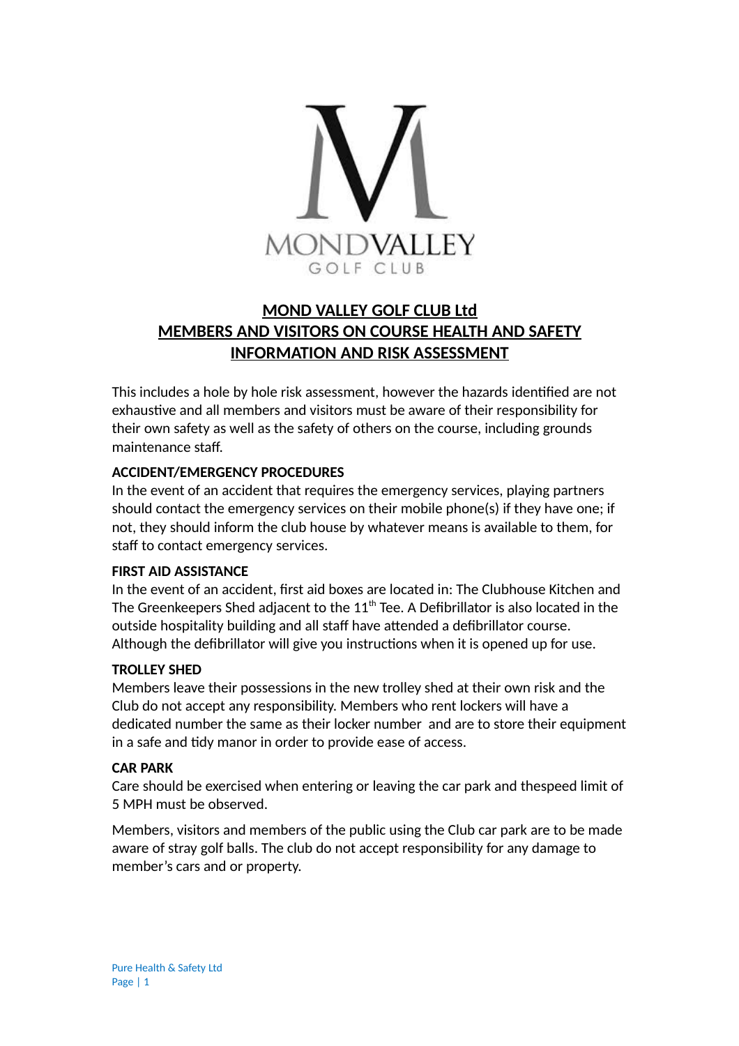# MOND VALLEY GOLF CLUB Ltd
# MEMBERS AND VISITORS ON COURSE HEALTH AND SAFETY INFORMATION AND RISK ASSESSMENT

This includes a hole by hole risk assessment, however the hazards identified are not exhaustive and all members and visitors must be aware of their responsibility for their own safety as well as the safety of others on the course, including grounds maintenance staff.

**ACCIDENT/EMERGENCY PROCEDURES**

In the event of an accident that requires the emergency services, playing partners should contact the emergency services on their mobile phone(s) if they have one; if not, they should inform the club house by whatever means is available to them, for staff to contact emergency services.

**FIRST AID ASSISTANCE**

In the event of an accident, first aid boxes are located in: The Clubhouse Kitchen and The Greenkeepers Shed adjacent to the 11th Tee. A Defibrillator is also located in the outside hospitality building and all staff have attended a defibrillator course. Although the defibrillator will give you instructions when it is opened up for use.

**TROLLEY SHED**

Members leave their possessions in the new trolley shed at their own risk and the Club do not accept any responsibility. Members who rent lockers will have a dedicated number the same as their locker number and are to store their equipment in a safe and tidy manor in order to provide ease of access.

**CAR PARK**

Care should be exercised when entering or leaving the car park and thespeed limit of 5 MPH must be observed.

Members, visitors and members of the public using the Club car park are to be made aware of stray golf balls. The club do not accept responsibility for any damage to member's cars and or property.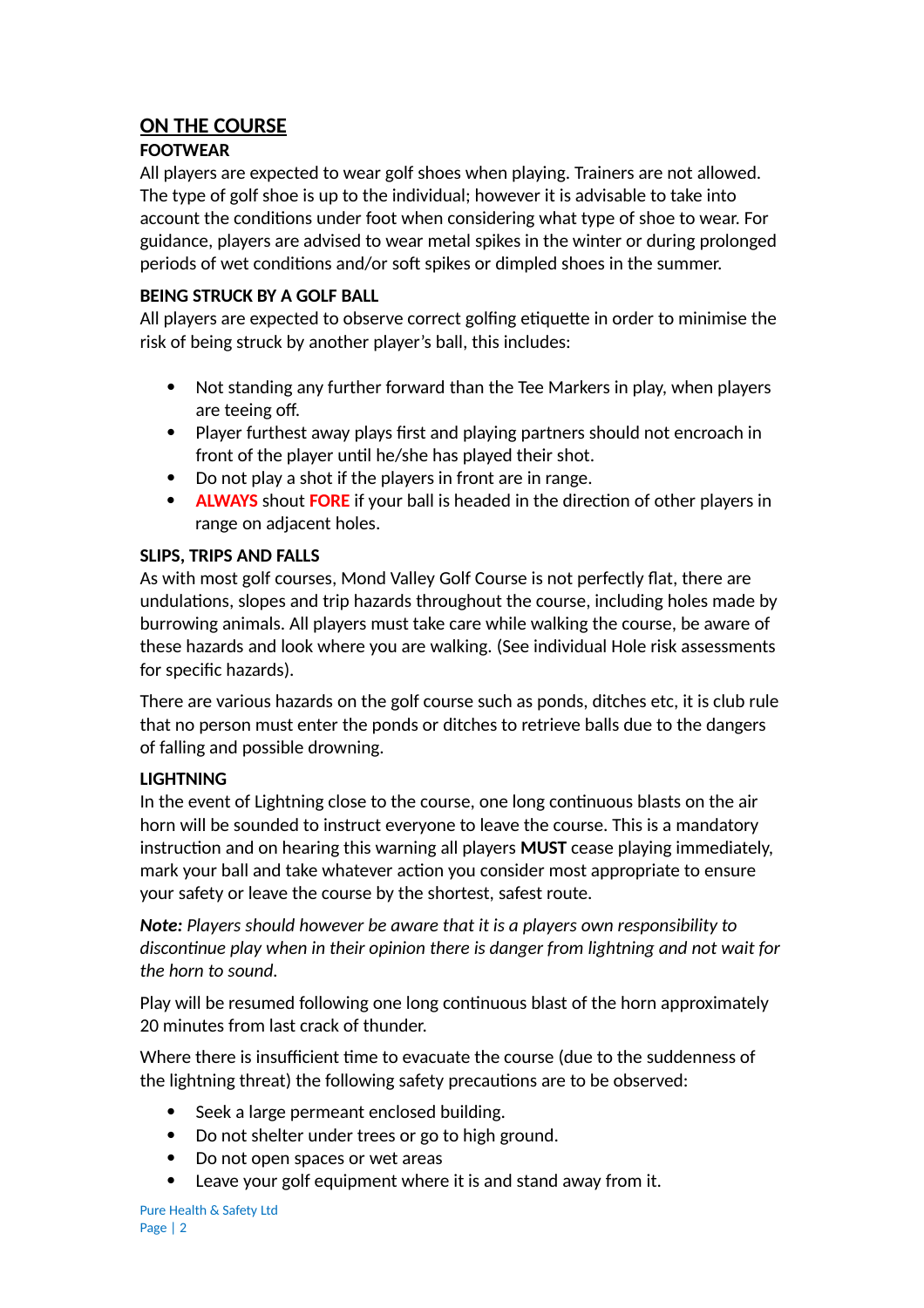## ON THE COURSE

### FOOTWEAR

All players are expected to wear golf shoes when playing. Trainers are not allowed. The type of golf shoe is up to the individual; however it is advisable to take into account the conditions under foot when considering what type of shoe to wear. For guidance, players are advised to wear metal spikes in the winter or during prolonged periods of wet conditions and/or soft spikes or dimpled shoes in the summer.

### BEING STRUCK BY A GOLF BALL

All players are expected to observe correct golfing etiquette in order to minimise the risk of being struck by another player's ball, this includes:

- Not standing any further forward than the Tee Markers in play, when players are teeing off.
- Player furthest away plays first and playing partners should not encroach in front of the player until he/she has played their shot.
- Do not play a shot if the players in front are in range.
- **ALWAYS** shout **FORE** if your ball is headed in the direction of other players in range on adjacent holes.

### SLIPS, TRIPS AND FALLS

As with most golf courses, Mond Valley Golf Course is not perfectly flat, there are undulations, slopes and trip hazards throughout the course, including holes made by burrowing animals. All players must take care while walking the course, be aware of these hazards and look where you are walking. (See individual Hole risk assessments for specific hazards).

There are various hazards on the golf course such as ponds, ditches etc, it is club rule that no person must enter the ponds or ditches to retrieve balls due to the dangers of falling and possible drowning.

### LIGHTNING

In the event of Lightning close to the course, one long continuous blasts on the air horn will be sounded to instruct everyone to leave the course. This is a mandatory instruction and on hearing this warning all players **MUST** cease playing immediately, mark your ball and take whatever action you consider most appropriate to ensure your safety or leave the course by the shortest, safest route.

***Note:*** *Players should however be aware that it is a players own responsibility to discontinue play when in their opinion there is danger from lightning and not wait for the horn to sound.*

Play will be resumed following one long continuous blast of the horn approximately 20 minutes from last crack of thunder.

Where there is insufficient time to evacuate the course (due to the suddenness of the lightning threat) the following safety precautions are to be observed:

- Seek a large permeant enclosed building.
- Do not shelter under trees or go to high ground.
- Do not open spaces or wet areas
- Leave your golf equipment where it is and stand away from it.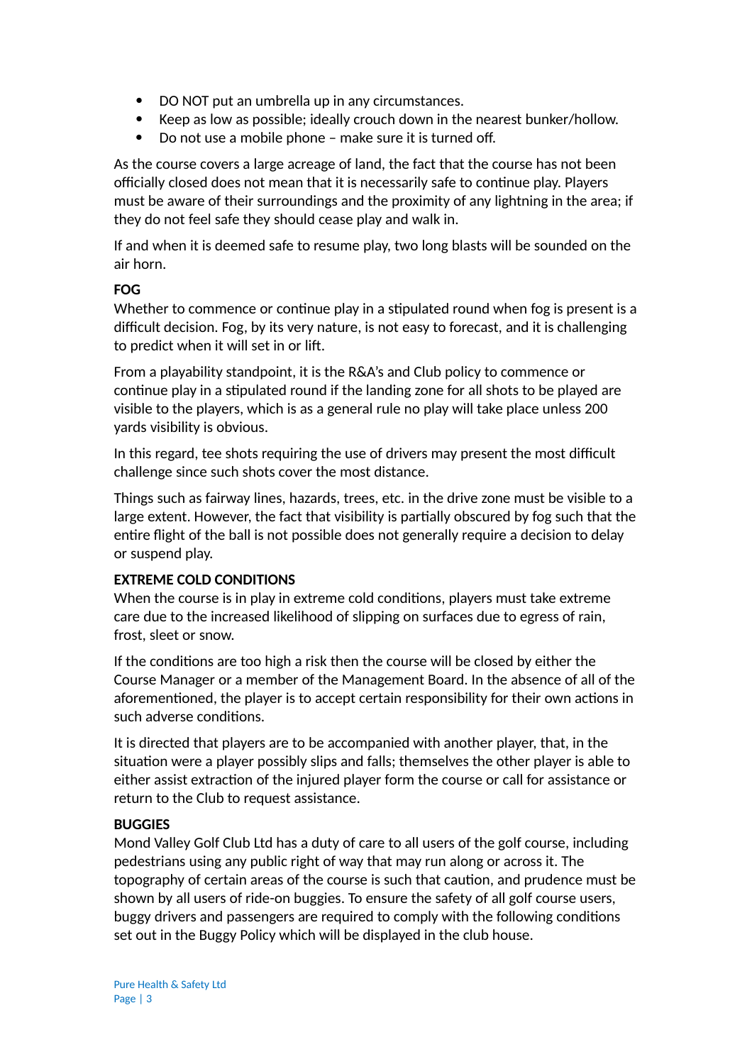- DO NOT put an umbrella up in any circumstances.
- Keep as low as possible; ideally crouch down in the nearest bunker/hollow.
- Do not use a mobile phone – make sure it is turned off.

As the course covers a large acreage of land, the fact that the course has not been officially closed does not mean that it is necessarily safe to continue play. Players must be aware of their surroundings and the proximity of any lightning in the area; if they do not feel safe they should cease play and walk in.

If and when it is deemed safe to resume play, two long blasts will be sounded on the air horn.

**FOG**

Whether to commence or continue play in a stipulated round when fog is present is a difficult decision. Fog, by its very nature, is not easy to forecast, and it is challenging to predict when it will set in or lift.

From a playability standpoint, it is the R&A's and Club policy to commence or continue play in a stipulated round if the landing zone for all shots to be played are visible to the players, which is as a general rule no play will take place unless 200 yards visibility is obvious.

In this regard, tee shots requiring the use of drivers may present the most difficult challenge since such shots cover the most distance.

Things such as fairway lines, hazards, trees, etc. in the drive zone must be visible to a large extent. However, the fact that visibility is partially obscured by fog such that the entire flight of the ball is not possible does not generally require a decision to delay or suspend play.

**EXTREME COLD CONDITIONS**

When the course is in play in extreme cold conditions, players must take extreme care due to the increased likelihood of slipping on surfaces due to egress of rain, frost, sleet or snow.

If the conditions are too high a risk then the course will be closed by either the Course Manager or a member of the Management Board. In the absence of all of the aforementioned, the player is to accept certain responsibility for their own actions in such adverse conditions.

It is directed that players are to be accompanied with another player, that, in the situation were a player possibly slips and falls; themselves the other player is able to either assist extraction of the injured player form the course or call for assistance or return to the Club to request assistance.

**BUGGIES**

Mond Valley Golf Club Ltd has a duty of care to all users of the golf course, including pedestrians using any public right of way that may run along or across it. The topography of certain areas of the course is such that caution, and prudence must be shown by all users of ride-on buggies. To ensure the safety of all golf course users, buggy drivers and passengers are required to comply with the following conditions set out in the Buggy Policy which will be displayed in the club house.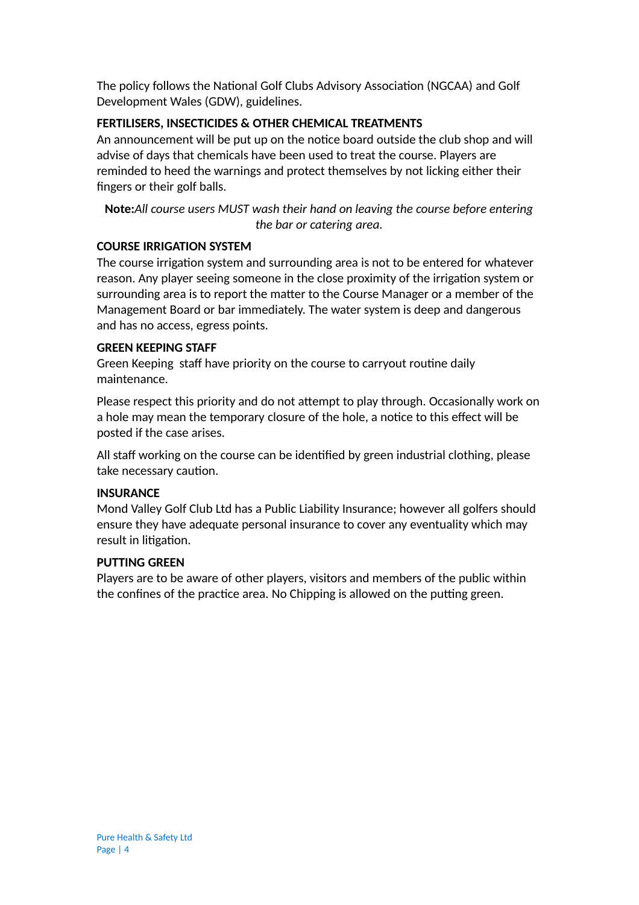The policy follows the National Golf Clubs Advisory Association (NGCAA) and Golf Development Wales (GDW), guidelines.

**FERTILISERS, INSECTICIDES & OTHER CHEMICAL TREATMENTS**

An announcement will be put up on the notice board outside the club shop and will advise of days that chemicals have been used to treat the course. Players are reminded to heed the warnings and protect themselves by not licking either their fingers or their golf balls.

**Note:***All course users MUST wash their hand on leaving the course before entering the bar or catering area.*

**COURSE IRRIGATION SYSTEM**

The course irrigation system and surrounding area is not to be entered for whatever reason. Any player seeing someone in the close proximity of the irrigation system or surrounding area is to report the matter to the Course Manager or a member of the Management Board or bar immediately. The water system is deep and dangerous and has no access, egress points.

**GREEN KEEPING STAFF**

Green Keeping  staff have priority on the course to carryout routine daily maintenance.

Please respect this priority and do not attempt to play through. Occasionally work on a hole may mean the temporary closure of the hole, a notice to this effect will be posted if the case arises.

All staff working on the course can be identified by green industrial clothing, please take necessary caution.

**INSURANCE**

Mond Valley Golf Club Ltd has a Public Liability Insurance; however all golfers should ensure they have adequate personal insurance to cover any eventuality which may result in litigation.

**PUTTING GREEN**

Players are to be aware of other players, visitors and members of the public within the confines of the practice area. No Chipping is allowed on the putting green.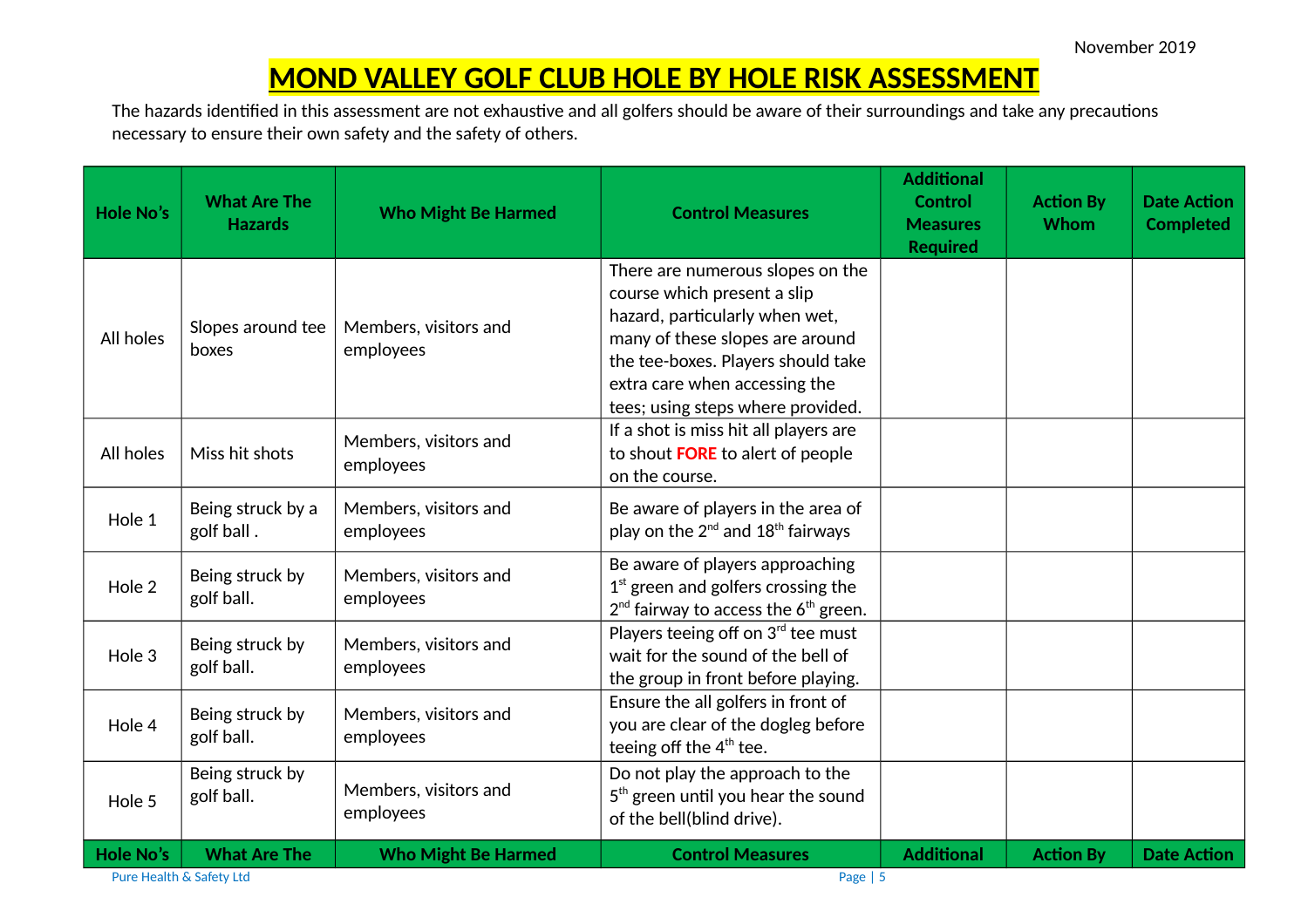November 2019

# MOND VALLEY GOLF CLUB HOLE BY HOLE RISK ASSESSMENT

The hazards identified in this assessment are not exhaustive and all golfers should be aware of their surroundings and take any precautions necessary to ensure their own safety and the safety of others.

| Hole No's | What Are The Hazards | Who Might Be Harmed | Control Measures | Additional Control Measures Required | Action By Whom | Date Action Completed |
|---|---|---|---|---|---|---|
| All holes | Slopes around tee boxes | Members, visitors and employees | There are numerous slopes on the course which present a slip hazard, particularly when wet, many of these slopes are around the tee-boxes. Players should take extra care when accessing the tees; using steps where provided. | | | |
| All holes | Miss hit shots | Members, visitors and employees | If a shot is miss hit all players are to shout **FORE** to alert of people on the course. | | | |
| Hole 1 | Being struck by a golf ball . | Members, visitors and employees | Be aware of players in the area of play on the 2nd and 18th fairways | | | |
| Hole 2 | Being struck by golf ball. | Members, visitors and employees | Be aware of players approaching 1st green and golfers crossing the 2nd fairway to access the 6th green. | | | |
| Hole 3 | Being struck by golf ball. | Members, visitors and employees | Players teeing off on 3rd tee must wait for the sound of the bell of the group in front before playing. | | | |
| Hole 4 | Being struck by golf ball. | Members, visitors and employees | Ensure the all golfers in front of you are clear of the dogleg before teeing off the 4th tee. | | | |
| Hole 5 | Being struck by golf ball. | Members, visitors and employees | Do not play the approach to the 5th green until you hear the sound of the bell(blind drive). | | | |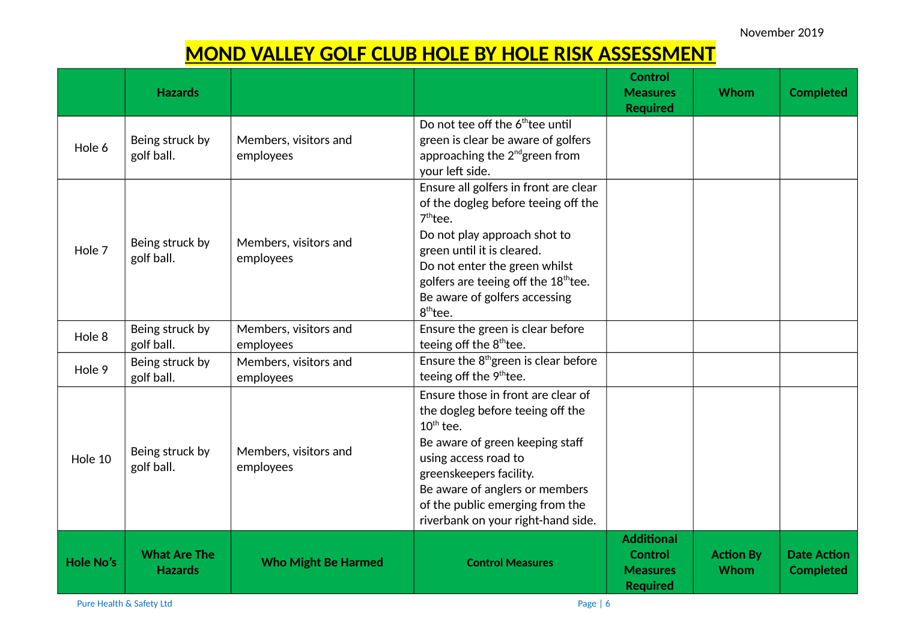November 2019

# MOND VALLEY GOLF CLUB HOLE BY HOLE RISK ASSESSMENT

| | Hazards | | | Control Measures Required | Whom | Completed |
|---|---|---|---|---|---|---|
| Hole 6 | Being struck by golf ball. | Members, visitors and employees | Do not tee off the 6th tee until green is clear be aware of golfers approaching the 2nd green from your left side. | | | |
| Hole 7 | Being struck by golf ball. | Members, visitors and employees | Ensure all golfers in front are clear of the dogleg before teeing off the 7th tee. Do not play approach shot to green until it is cleared. Do not enter the green whilst golfers are teeing off the 18th tee. Be aware of golfers accessing 8th tee. | | | |
| Hole 8 | Being struck by golf ball. | Members, visitors and employees | Ensure the green is clear before teeing off the 8th tee. | | | |
| Hole 9 | Being struck by golf ball. | Members, visitors and employees | Ensure the 8th green is clear before teeing off the 9th tee. | | | |
| Hole 10 | Being struck by golf ball. | Members, visitors and employees | Ensure those in front are clear of the dogleg before teeing off the 10th tee. Be aware of green keeping staff using access road to greenskeepers facility. Be aware of anglers or members of the public emerging from the riverbank on your right-hand side. | | | |
| **Hole No's** | **What Are The Hazards** | **Who Might Be Harmed** | **Control Measures** | **Additional Control Measures Required** | **Action By Whom** | **Date Action Completed** |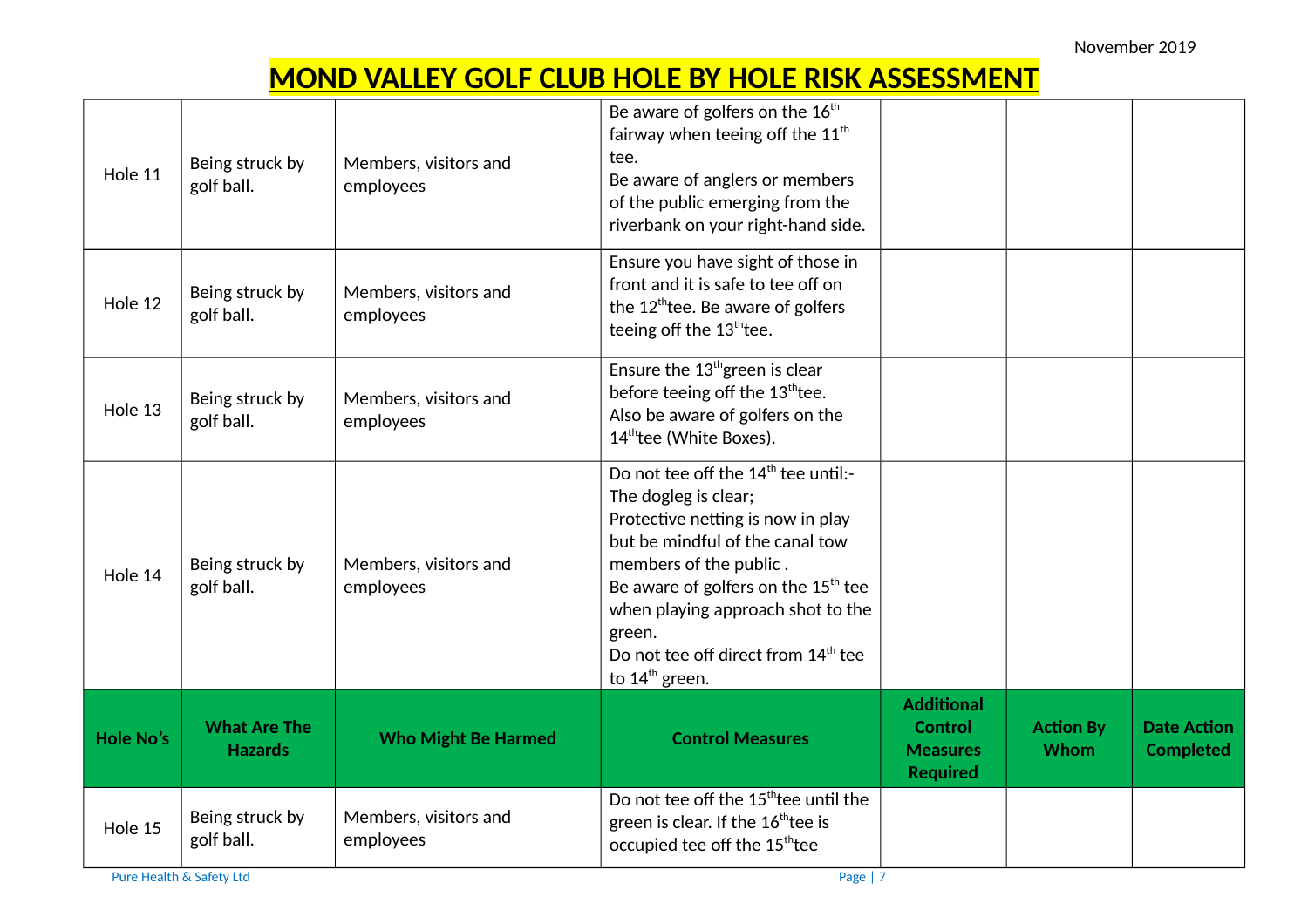# MOND VALLEY GOLF CLUB HOLE BY HOLE RISK ASSESSMENT

| | | | | | | |
|---|---|---|---|---|---|---|
| Hole 11 | Being struck by golf ball. | Members, visitors and employees | Be aware of golfers on the 16th fairway when teeing off the 11th tee.<br>Be aware of anglers or members of the public emerging from the riverbank on your right-hand side. | | | |
| Hole 12 | Being struck by golf ball. | Members, visitors and employees | Ensure you have sight of those in front and it is safe to tee off on the 12th tee. Be aware of golfers teeing off the 13th tee. | | | |
| Hole 13 | Being struck by golf ball. | Members, visitors and employees | Ensure the 13th green is clear before teeing off the 13th tee.<br>Also be aware of golfers on the 14th tee (White Boxes). | | | |
| Hole 14 | Being struck by golf ball. | Members, visitors and employees | Do not tee off the 14th tee until:-<br>The dogleg is clear;<br>Protective netting is now in play but be mindful of the canal tow members of the public .<br>Be aware of golfers on the 15th tee when playing approach shot to the green.<br>Do not tee off direct from 14th tee to 14th green. | | | |
| **Hole No's** | **What Are The Hazards** | **Who Might Be Harmed** | **Control Measures** | **Additional Control Measures Required** | **Action By Whom** | **Date Action Completed** |
| Hole 15 | Being struck by golf ball. | Members, visitors and employees | Do not tee off the 15th tee until the green is clear. If the 16th tee is occupied tee off the 15th tee | | | |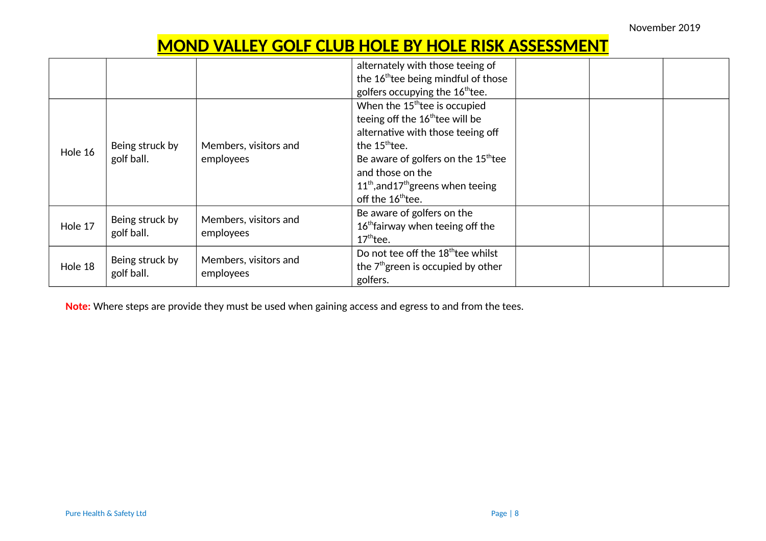# MOND VALLEY GOLF CLUB HOLE BY HOLE RISK ASSESSMENT

| | | | | | | |
|---|---|---|---|---|---|---|
| | | | alternately with those teeing of the 16th tee being mindful of those golfers occupying the 16th tee. | | | |
| Hole 16 | Being struck by golf ball. | Members, visitors and employees | When the 15th tee is occupied teeing off the 16th tee will be alternative with those teeing off the 15th tee. Be aware of golfers on the 15th tee and those on the 11th,and17th greens when teeing off the 16th tee. | | | |
| Hole 17 | Being struck by golf ball. | Members, visitors and employees | Be aware of golfers on the 16th fairway when teeing off the 17th tee. | | | |
| Hole 18 | Being struck by golf ball. | Members, visitors and employees | Do not tee off the 18th tee whilst the 7th green is occupied by other golfers. | | | |

**Note:** Where steps are provide they must be used when gaining access and egress to and from the tees.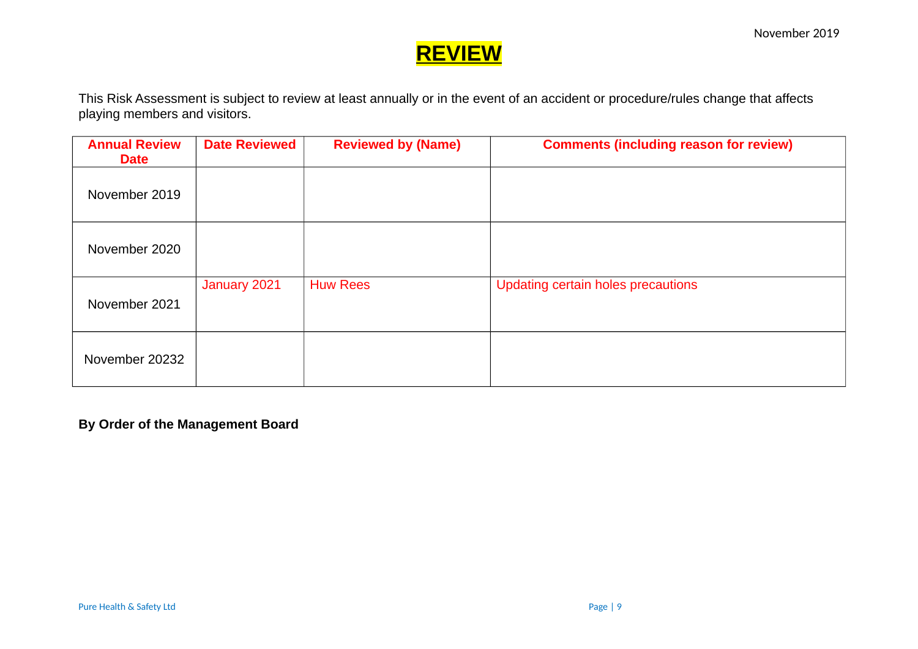# REVIEW

This Risk Assessment is subject to review at least annually or in the event of an accident or procedure/rules change that affects playing members and visitors.

| Annual Review Date | Date Reviewed | Reviewed by (Name) | Comments (including reason for review) |
|---|---|---|---|
| November 2019 | | | |
| November 2020 | | | |
| November 2021 | January 2021 | Huw Rees | Updating certain holes precautions |
| November 20232 | | | |

**By Order of the Management Board**